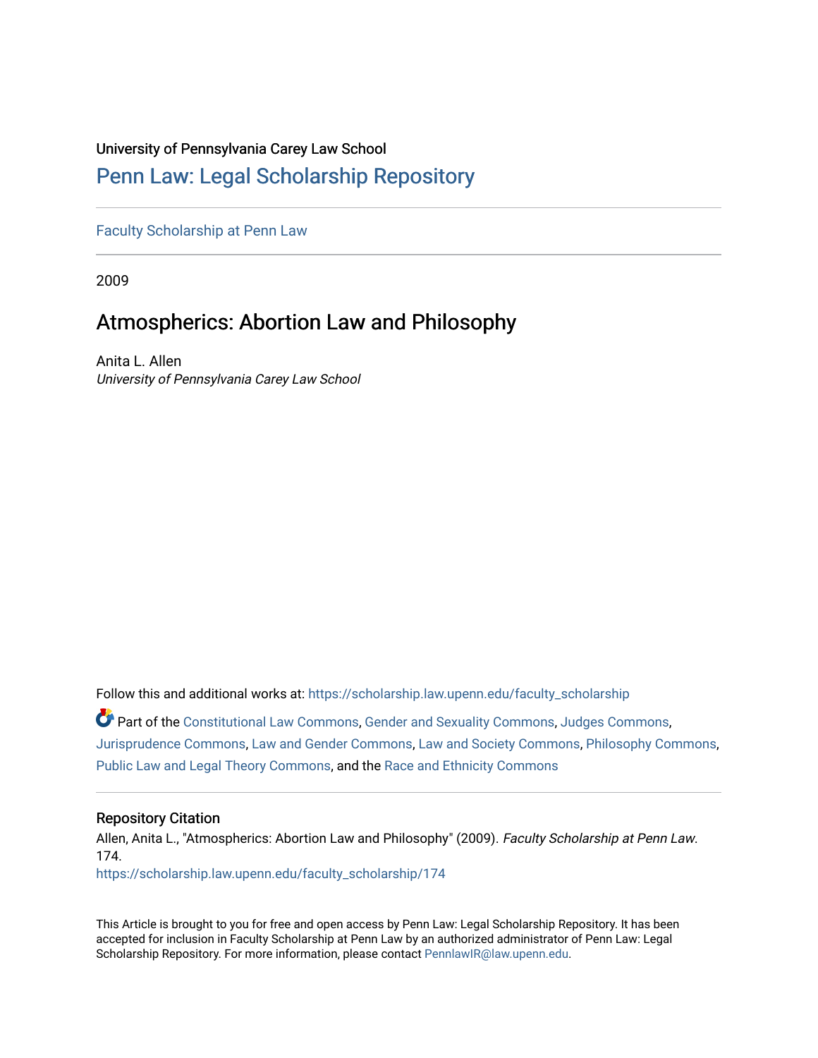University of Pennsylvania Carey Law School

# Penn Law: Legal Scholarship Repository

Faculty Scholarship at Penn Law

2009

## Atmospherics: Abortion Law and Philosophy

Anita L. Allen
*University of Pennsylvania Carey Law School*

Follow this and additional works at: https://scholarship.law.upenn.edu/faculty_scholarship

Part of the Constitutional Law Commons, Gender and Sexuality Commons, Judges Commons, Jurisprudence Commons, Law and Gender Commons, Law and Society Commons, Philosophy Commons, Public Law and Legal Theory Commons, and the Race and Ethnicity Commons

### Repository Citation

Allen, Anita L., "Atmospherics: Abortion Law and Philosophy" (2009). *Faculty Scholarship at Penn Law*. 174.
https://scholarship.law.upenn.edu/faculty_scholarship/174

This Article is brought to you for free and open access by Penn Law: Legal Scholarship Repository. It has been accepted for inclusion in Faculty Scholarship at Penn Law by an authorized administrator of Penn Law: Legal Scholarship Repository. For more information, please contact PennlawIR@law.upenn.edu.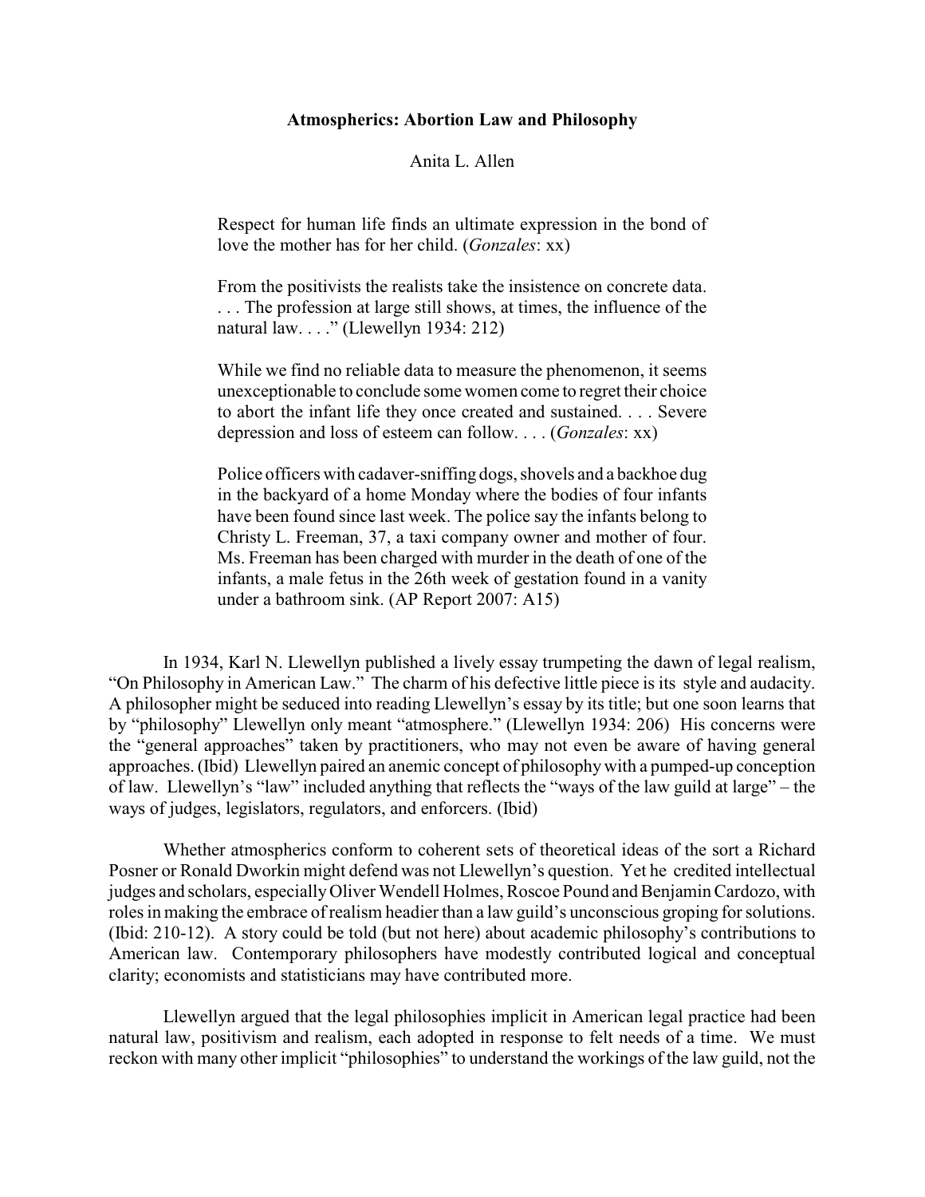**Atmospherics: Abortion Law and Philosophy**

Anita L. Allen

> Respect for human life finds an ultimate expression in the bond of love the mother has for her child. (*Gonzales*: xx)
>
> From the positivists the realists take the insistence on concrete data. . . . The profession at large still shows, at times, the influence of the natural law. . . ." (Llewellyn 1934: 212)
>
> While we find no reliable data to measure the phenomenon, it seems unexceptionable to conclude some women come to regret their choice to abort the infant life they once created and sustained. . . . Severe depression and loss of esteem can follow. . . . (*Gonzales*: xx)
>
> Police officers with cadaver-sniffing dogs, shovels and a backhoe dug in the backyard of a home Monday where the bodies of four infants have been found since last week. The police say the infants belong to Christy L. Freeman, 37, a taxi company owner and mother of four. Ms. Freeman has been charged with murder in the death of one of the infants, a male fetus in the 26th week of gestation found in a vanity under a bathroom sink. (AP Report 2007: A15)

In 1934, Karl N. Llewellyn published a lively essay trumpeting the dawn of legal realism, "On Philosophy in American Law." The charm of his defective little piece is its style and audacity. A philosopher might be seduced into reading Llewellyn's essay by its title; but one soon learns that by "philosophy" Llewellyn only meant "atmosphere." (Llewellyn 1934: 206) His concerns were the "general approaches" taken by practitioners, who may not even be aware of having general approaches. (Ibid) Llewellyn paired an anemic concept of philosophy with a pumped-up conception of law. Llewellyn's "law" included anything that reflects the "ways of the law guild at large" – the ways of judges, legislators, regulators, and enforcers. (Ibid)

Whether atmospherics conform to coherent sets of theoretical ideas of the sort a Richard Posner or Ronald Dworkin might defend was not Llewellyn's question. Yet he credited intellectual judges and scholars, especially Oliver Wendell Holmes, Roscoe Pound and Benjamin Cardozo, with roles in making the embrace of realism headier than a law guild's unconscious groping for solutions. (Ibid: 210-12). A story could be told (but not here) about academic philosophy's contributions to American law. Contemporary philosophers have modestly contributed logical and conceptual clarity; economists and statisticians may have contributed more.

Llewellyn argued that the legal philosophies implicit in American legal practice had been natural law, positivism and realism, each adopted in response to felt needs of a time. We must reckon with many other implicit "philosophies" to understand the workings of the law guild, not the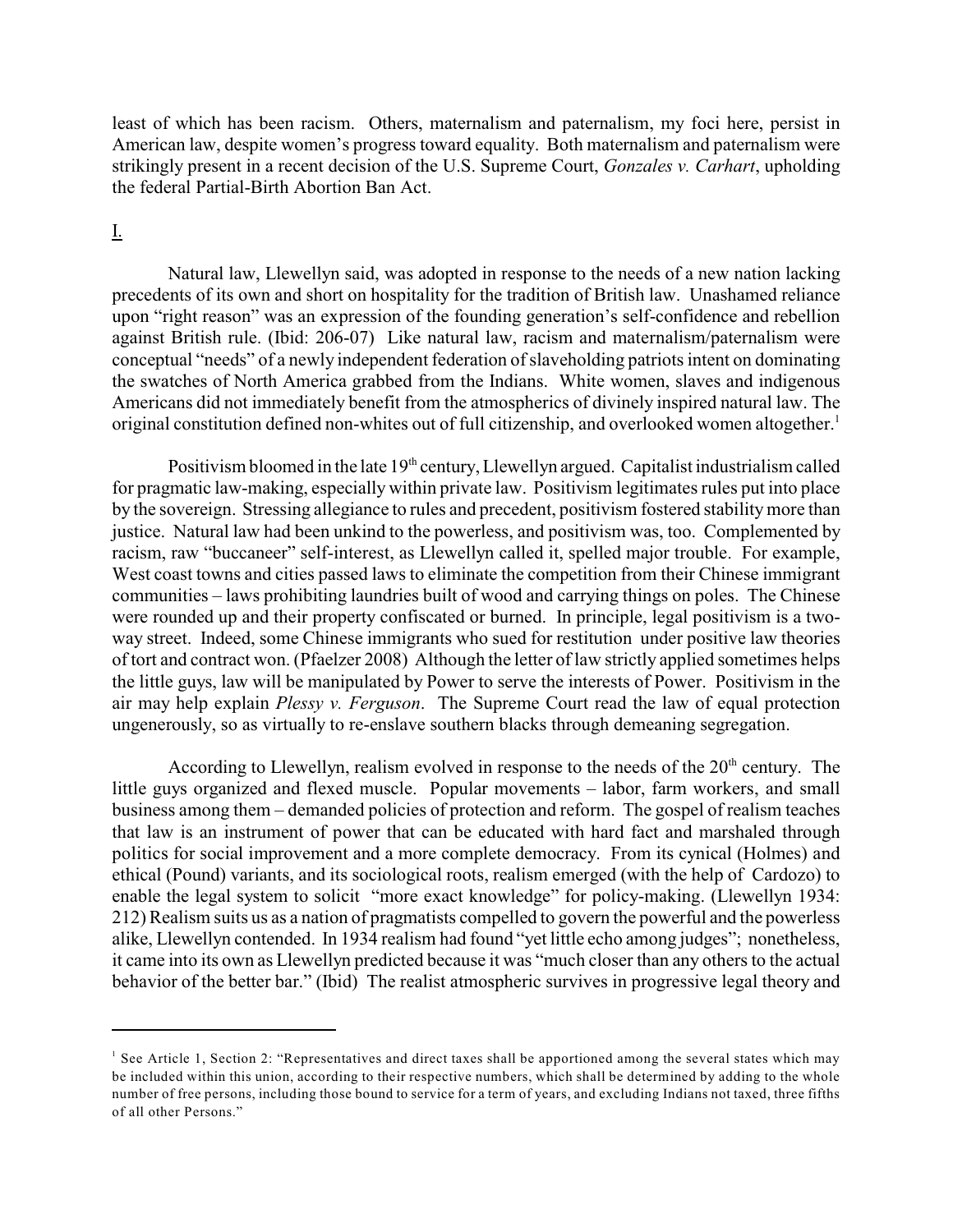least of which has been racism. Others, maternalism and paternalism, my foci here, persist in American law, despite women's progress toward equality. Both maternalism and paternalism were strikingly present in a recent decision of the U.S. Supreme Court, *Gonzales v. Carhart*, upholding the federal Partial-Birth Abortion Ban Act.

## I.

Natural law, Llewellyn said, was adopted in response to the needs of a new nation lacking precedents of its own and short on hospitality for the tradition of British law. Unashamed reliance upon "right reason" was an expression of the founding generation's self-confidence and rebellion against British rule. (Ibid: 206-07) Like natural law, racism and maternalism/paternalism were conceptual "needs" of a newly independent federation of slaveholding patriots intent on dominating the swatches of North America grabbed from the Indians. White women, slaves and indigenous Americans did not immediately benefit from the atmospherics of divinely inspired natural law. The original constitution defined non-whites out of full citizenship, and overlooked women altogether.[1]

Positivism bloomed in the late 19th century, Llewellyn argued. Capitalist industrialism called for pragmatic law-making, especially within private law. Positivism legitimates rules put into place by the sovereign. Stressing allegiance to rules and precedent, positivism fostered stability more than justice. Natural law had been unkind to the powerless, and positivism was, too. Complemented by racism, raw "buccaneer" self-interest, as Llewellyn called it, spelled major trouble. For example, West coast towns and cities passed laws to eliminate the competition from their Chinese immigrant communities – laws prohibiting laundries built of wood and carrying things on poles. The Chinese were rounded up and their property confiscated or burned. In principle, legal positivism is a two-way street. Indeed, some Chinese immigrants who sued for restitution under positive law theories of tort and contract won. (Pfaelzer 2008) Although the letter of law strictly applied sometimes helps the little guys, law will be manipulated by Power to serve the interests of Power. Positivism in the air may help explain *Plessy v. Ferguson*. The Supreme Court read the law of equal protection ungenerously, so as virtually to re-enslave southern blacks through demeaning segregation.

According to Llewellyn, realism evolved in response to the needs of the 20th century. The little guys organized and flexed muscle. Popular movements – labor, farm workers, and small business among them – demanded policies of protection and reform. The gospel of realism teaches that law is an instrument of power that can be educated with hard fact and marshaled through politics for social improvement and a more complete democracy. From its cynical (Holmes) and ethical (Pound) variants, and its sociological roots, realism emerged (with the help of Cardozo) to enable the legal system to solicit "more exact knowledge" for policy-making. (Llewellyn 1934: 212) Realism suits us as a nation of pragmatists compelled to govern the powerful and the powerless alike, Llewellyn contended. In 1934 realism had found "yet little echo among judges"; nonetheless, it came into its own as Llewellyn predicted because it was "much closer than any others to the actual behavior of the better bar." (Ibid) The realist atmospheric survives in progressive legal theory and

---

[1] See Article 1, Section 2: "Representatives and direct taxes shall be apportioned among the several states which may be included within this union, according to their respective numbers, which shall be determined by adding to the whole number of free persons, including those bound to service for a term of years, and excluding Indians not taxed, three fifths of all other Persons."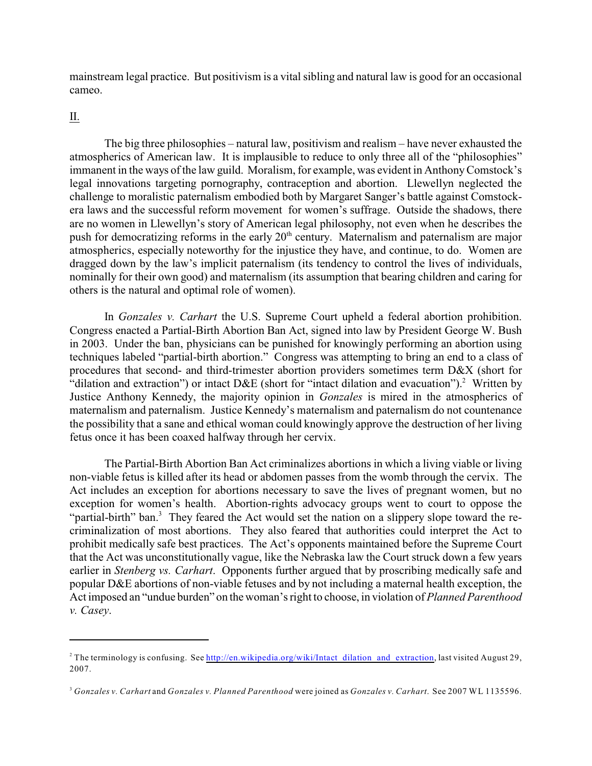mainstream legal practice. But positivism is a vital sibling and natural law is good for an occasional cameo.

II.

The big three philosophies – natural law, positivism and realism – have never exhausted the atmospherics of American law. It is implausible to reduce to only three all of the "philosophies" immanent in the ways of the law guild. Moralism, for example, was evident in Anthony Comstock's legal innovations targeting pornography, contraception and abortion. Llewellyn neglected the challenge to moralistic paternalism embodied both by Margaret Sanger's battle against Comstock-era laws and the successful reform movement for women's suffrage. Outside the shadows, there are no women in Llewellyn's story of American legal philosophy, not even when he describes the push for democratizing reforms in the early 20th century. Maternalism and paternalism are major atmospherics, especially noteworthy for the injustice they have, and continue, to do. Women are dragged down by the law's implicit paternalism (its tendency to control the lives of individuals, nominally for their own good) and maternalism (its assumption that bearing children and caring for others is the natural and optimal role of women).

In *Gonzales v. Carhart* the U.S. Supreme Court upheld a federal abortion prohibition. Congress enacted a Partial-Birth Abortion Ban Act, signed into law by President George W. Bush in 2003. Under the ban, physicians can be punished for knowingly performing an abortion using techniques labeled "partial-birth abortion." Congress was attempting to bring an end to a class of procedures that second- and third-trimester abortion providers sometimes term D&X (short for "dilation and extraction") or intact D&E (short for "intact dilation and evacuation").[2] Written by Justice Anthony Kennedy, the majority opinion in *Gonzales* is mired in the atmospherics of maternalism and paternalism. Justice Kennedy's maternalism and paternalism do not countenance the possibility that a sane and ethical woman could knowingly approve the destruction of her living fetus once it has been coaxed halfway through her cervix.

The Partial-Birth Abortion Ban Act criminalizes abortions in which a living viable or living non-viable fetus is killed after its head or abdomen passes from the womb through the cervix. The Act includes an exception for abortions necessary to save the lives of pregnant women, but no exception for women's health. Abortion-rights advocacy groups went to court to oppose the "partial-birth" ban.[3] They feared the Act would set the nation on a slippery slope toward the re-criminalization of most abortions. They also feared that authorities could interpret the Act to prohibit medically safe best practices. The Act's opponents maintained before the Supreme Court that the Act was unconstitutionally vague, like the Nebraska law the Court struck down a few years earlier in *Stenberg vs. Carhart*. Opponents further argued that by proscribing medically safe and popular D&E abortions of non-viable fetuses and by not including a maternal health exception, the Act imposed an "undue burden" on the woman's right to choose, in violation of *Planned Parenthood v. Casey*.

---

[2] The terminology is confusing. See http://en.wikipedia.org/wiki/Intact_dilation_and_extraction, last visited August 29, 2007.

[3] *Gonzales v. Carhart* and *Gonzales v. Planned Parenthood* were joined as *Gonzales v. Carhart*. See 2007 WL 1135596.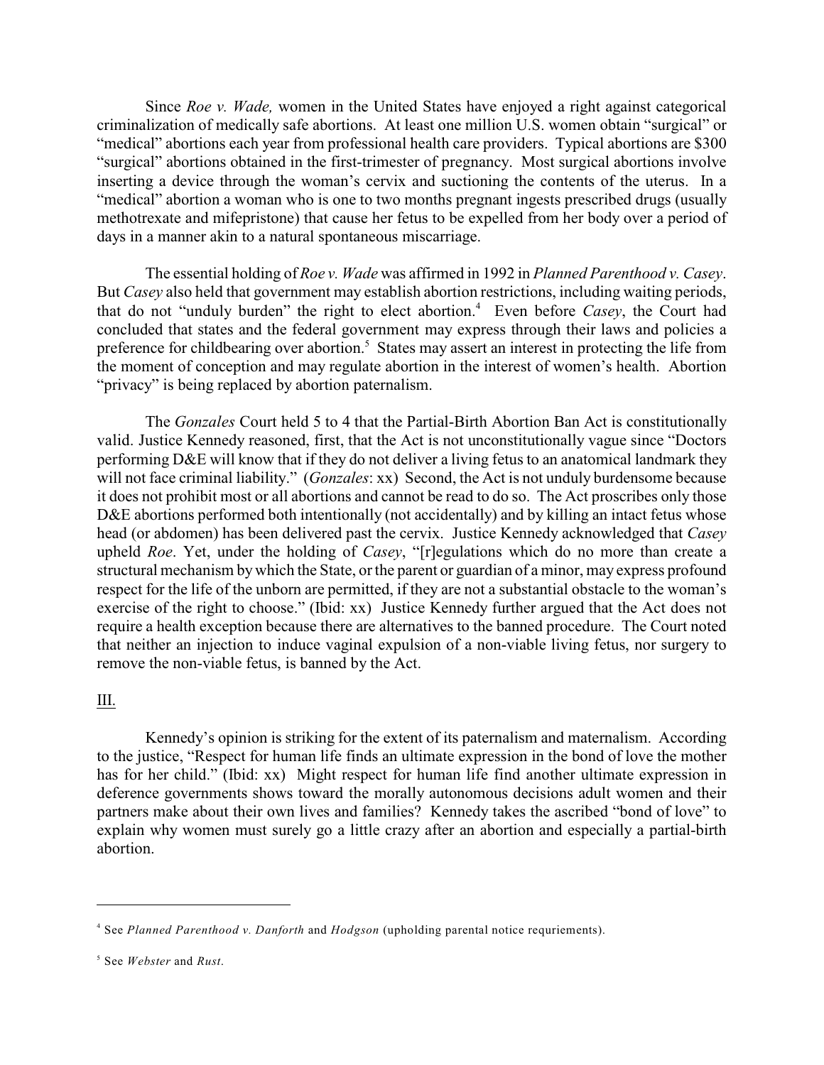Since *Roe v. Wade,* women in the United States have enjoyed a right against categorical criminalization of medically safe abortions. At least one million U.S. women obtain "surgical" or "medical" abortions each year from professional health care providers. Typical abortions are $300 "surgical" abortions obtained in the first-trimester of pregnancy. Most surgical abortions involve inserting a device through the woman's cervix and suctioning the contents of the uterus. In a "medical" abortion a woman who is one to two months pregnant ingests prescribed drugs (usually methotrexate and mifepristone) that cause her fetus to be expelled from her body over a period of days in a manner akin to a natural spontaneous miscarriage.

The essential holding of *Roe v. Wade* was affirmed in 1992 in *Planned Parenthood v. Casey*. But *Casey* also held that government may establish abortion restrictions, including waiting periods, that do not "unduly burden" the right to elect abortion.[4] Even before *Casey*, the Court had concluded that states and the federal government may express through their laws and policies a preference for childbearing over abortion.[5] States may assert an interest in protecting the life from the moment of conception and may regulate abortion in the interest of women's health. Abortion "privacy" is being replaced by abortion paternalism.

The *Gonzales* Court held 5 to 4 that the Partial-Birth Abortion Ban Act is constitutionally valid. Justice Kennedy reasoned, first, that the Act is not unconstitutionally vague since "Doctors performing D&E will know that if they do not deliver a living fetus to an anatomical landmark they will not face criminal liability." (*Gonzales*: xx) Second, the Act is not unduly burdensome because it does not prohibit most or all abortions and cannot be read to do so. The Act proscribes only those D&E abortions performed both intentionally (not accidentally) and by killing an intact fetus whose head (or abdomen) has been delivered past the cervix. Justice Kennedy acknowledged that *Casey* upheld *Roe*. Yet, under the holding of *Casey*, "[r]egulations which do no more than create a structural mechanism by which the State, or the parent or guardian of a minor, may express profound respect for the life of the unborn are permitted, if they are not a substantial obstacle to the woman's exercise of the right to choose." (Ibid: xx) Justice Kennedy further argued that the Act does not require a health exception because there are alternatives to the banned procedure. The Court noted that neither an injection to induce vaginal expulsion of a non-viable living fetus, nor surgery to remove the non-viable fetus, is banned by the Act.

## III.

Kennedy's opinion is striking for the extent of its paternalism and maternalism. According to the justice, "Respect for human life finds an ultimate expression in the bond of love the mother has for her child." (Ibid: xx) Might respect for human life find another ultimate expression in deference governments shows toward the morally autonomous decisions adult women and their partners make about their own lives and families? Kennedy takes the ascribed "bond of love" to explain why women must surely go a little crazy after an abortion and especially a partial-birth abortion.

---

[4] See *Planned Parenthood v. Danforth* and *Hodgson* (upholding parental notice requriements).

[5] See *Webster* and *Rust*.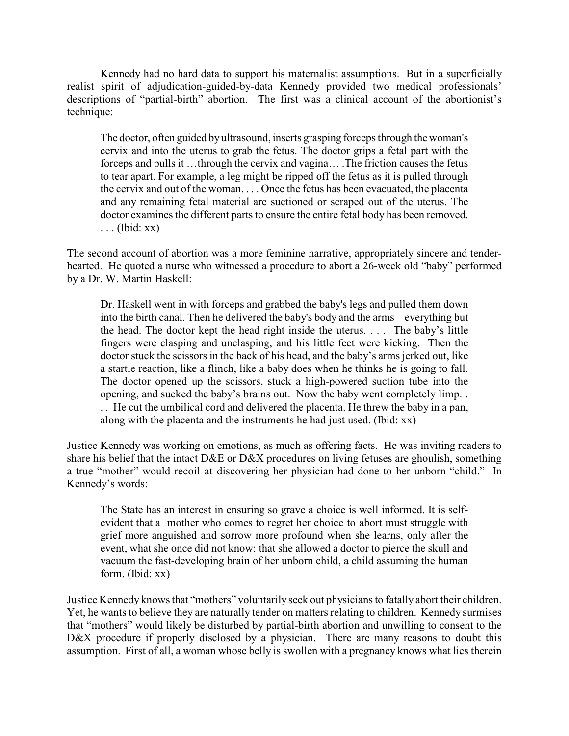Kennedy had no hard data to support his maternalist assumptions. But in a superficially realist spirit of adjudication-guided-by-data Kennedy provided two medical professionals' descriptions of "partial-birth" abortion. The first was a clinical account of the abortionist's technique:

> The doctor, often guided by ultrasound, inserts grasping forceps through the woman's cervix and into the uterus to grab the fetus. The doctor grips a fetal part with the forceps and pulls it …through the cervix and vagina… .The friction causes the fetus to tear apart. For example, a leg might be ripped off the fetus as it is pulled through the cervix and out of the woman. . . . Once the fetus has been evacuated, the placenta and any remaining fetal material are suctioned or scraped out of the uterus. The doctor examines the different parts to ensure the entire fetal body has been removed. . . . (Ibid: xx)

The second account of abortion was a more feminine narrative, appropriately sincere and tender-hearted. He quoted a nurse who witnessed a procedure to abort a 26-week old "baby" performed by a Dr. W. Martin Haskell:

> Dr. Haskell went in with forceps and grabbed the baby's legs and pulled them down into the birth canal. Then he delivered the baby's body and the arms – everything but the head. The doctor kept the head right inside the uterus. . . . The baby's little fingers were clasping and unclasping, and his little feet were kicking. Then the doctor stuck the scissors in the back of his head, and the baby's arms jerked out, like a startle reaction, like a flinch, like a baby does when he thinks he is going to fall. The doctor opened up the scissors, stuck a high-powered suction tube into the opening, and sucked the baby's brains out. Now the baby went completely limp. . . . He cut the umbilical cord and delivered the placenta. He threw the baby in a pan, along with the placenta and the instruments he had just used. (Ibid: xx)

Justice Kennedy was working on emotions, as much as offering facts. He was inviting readers to share his belief that the intact D&E or D&X procedures on living fetuses are ghoulish, something a true "mother" would recoil at discovering her physician had done to her unborn "child." In Kennedy's words:

> The State has an interest in ensuring so grave a choice is well informed. It is self-evident that a mother who comes to regret her choice to abort must struggle with grief more anguished and sorrow more profound when she learns, only after the event, what she once did not know: that she allowed a doctor to pierce the skull and vacuum the fast-developing brain of her unborn child, a child assuming the human form. (Ibid: xx)

Justice Kennedy knows that "mothers" voluntarily seek out physicians to fatally abort their children. Yet, he wants to believe they are naturally tender on matters relating to children. Kennedy surmises that "mothers" would likely be disturbed by partial-birth abortion and unwilling to consent to the D&X procedure if properly disclosed by a physician. There are many reasons to doubt this assumption. First of all, a woman whose belly is swollen with a pregnancy knows what lies therein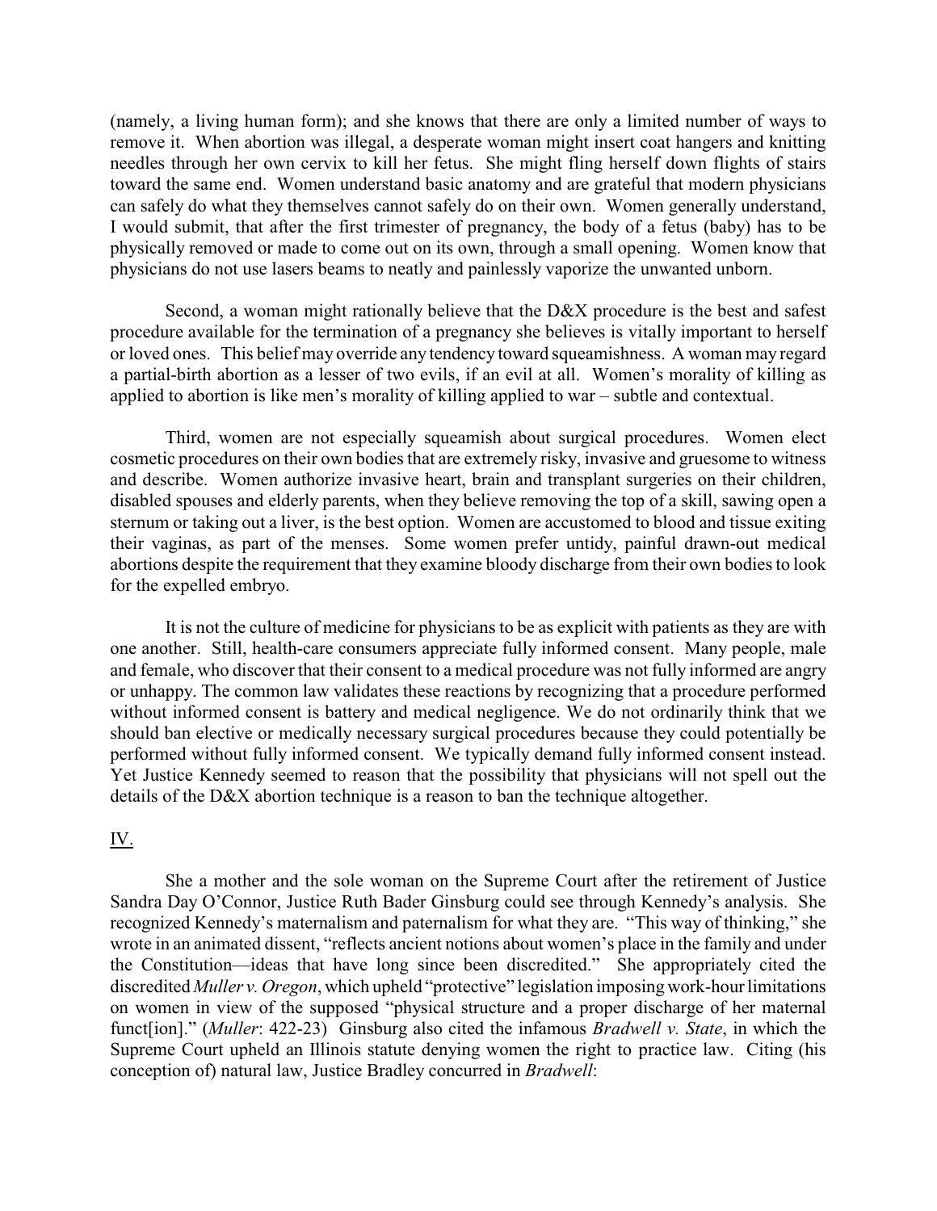(namely, a living human form); and she knows that there are only a limited number of ways to remove it. When abortion was illegal, a desperate woman might insert coat hangers and knitting needles through her own cervix to kill her fetus. She might fling herself down flights of stairs toward the same end. Women understand basic anatomy and are grateful that modern physicians can safely do what they themselves cannot safely do on their own. Women generally understand, I would submit, that after the first trimester of pregnancy, the body of a fetus (baby) has to be physically removed or made to come out on its own, through a small opening. Women know that physicians do not use lasers beams to neatly and painlessly vaporize the unwanted unborn.

Second, a woman might rationally believe that the D&X procedure is the best and safest procedure available for the termination of a pregnancy she believes is vitally important to herself or loved ones. This belief may override any tendency toward squeamishness. A woman may regard a partial-birth abortion as a lesser of two evils, if an evil at all. Women's morality of killing as applied to abortion is like men's morality of killing applied to war – subtle and contextual.

Third, women are not especially squeamish about surgical procedures. Women elect cosmetic procedures on their own bodies that are extremely risky, invasive and gruesome to witness and describe. Women authorize invasive heart, brain and transplant surgeries on their children, disabled spouses and elderly parents, when they believe removing the top of a skill, sawing open a sternum or taking out a liver, is the best option. Women are accustomed to blood and tissue exiting their vaginas, as part of the menses. Some women prefer untidy, painful drawn-out medical abortions despite the requirement that they examine bloody discharge from their own bodies to look for the expelled embryo.

It is not the culture of medicine for physicians to be as explicit with patients as they are with one another. Still, health-care consumers appreciate fully informed consent. Many people, male and female, who discover that their consent to a medical procedure was not fully informed are angry or unhappy. The common law validates these reactions by recognizing that a procedure performed without informed consent is battery and medical negligence. We do not ordinarily think that we should ban elective or medically necessary surgical procedures because they could potentially be performed without fully informed consent. We typically demand fully informed consent instead. Yet Justice Kennedy seemed to reason that the possibility that physicians will not spell out the details of the D&X abortion technique is a reason to ban the technique altogether.

## IV.

She a mother and the sole woman on the Supreme Court after the retirement of Justice Sandra Day O'Connor, Justice Ruth Bader Ginsburg could see through Kennedy's analysis. She recognized Kennedy's maternalism and paternalism for what they are. "This way of thinking," she wrote in an animated dissent, "reflects ancient notions about women's place in the family and under the Constitution—ideas that have long since been discredited." She appropriately cited the discredited *Muller v. Oregon*, which upheld "protective" legislation imposing work-hour limitations on women in view of the supposed "physical structure and a proper discharge of her maternal funct[ion]." (*Muller*: 422-23) Ginsburg also cited the infamous *Bradwell v. State*, in which the Supreme Court upheld an Illinois statute denying women the right to practice law. Citing (his conception of) natural law, Justice Bradley concurred in *Bradwell*: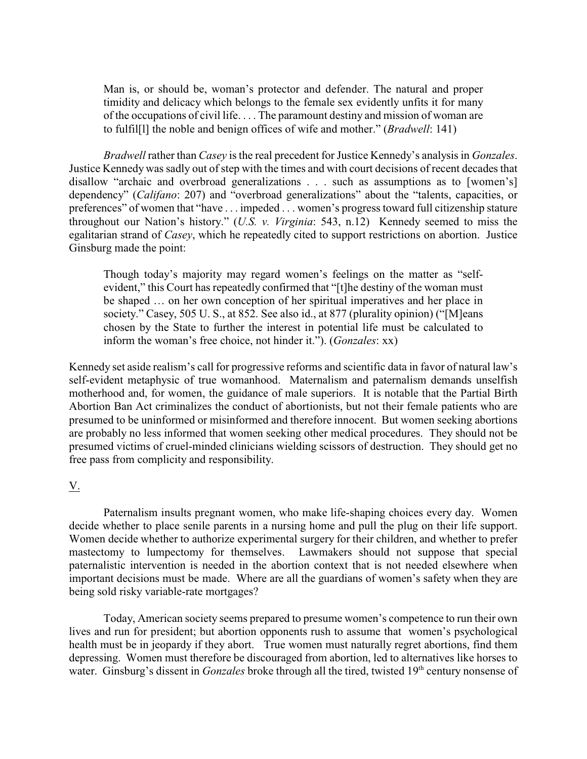> Man is, or should be, woman's protector and defender. The natural and proper timidity and delicacy which belongs to the female sex evidently unfits it for many of the occupations of civil life. . . . The paramount destiny and mission of woman are to fulfil[l] the noble and benign offices of wife and mother." (*Bradwell*: 141)

*Bradwell* rather than *Casey* is the real precedent for Justice Kennedy's analysis in *Gonzales*. Justice Kennedy was sadly out of step with the times and with court decisions of recent decades that disallow "archaic and overbroad generalizations . . . such as assumptions as to [women's] dependency" (*Califano*: 207) and "overbroad generalizations" about the "talents, capacities, or preferences" of women that "have . . . impeded . . . women's progress toward full citizenship stature throughout our Nation's history." (*U.S. v. Virginia*: 543, n.12) Kennedy seemed to miss the egalitarian strand of *Casey*, which he repeatedly cited to support restrictions on abortion. Justice Ginsburg made the point:

> Though today's majority may regard women's feelings on the matter as "self-evident," this Court has repeatedly confirmed that "[t]he destiny of the woman must be shaped … on her own conception of her spiritual imperatives and her place in society." Casey, 505 U. S., at 852. See also id., at 877 (plurality opinion) ("[M]eans chosen by the State to further the interest in potential life must be calculated to inform the woman's free choice, not hinder it."). (*Gonzales*: xx)

Kennedy set aside realism's call for progressive reforms and scientific data in favor of natural law's self-evident metaphysic of true womanhood. Maternalism and paternalism demands unselfish motherhood and, for women, the guidance of male superiors. It is notable that the Partial Birth Abortion Ban Act criminalizes the conduct of abortionists, but not their female patients who are presumed to be uninformed or misinformed and therefore innocent. But women seeking abortions are probably no less informed that women seeking other medical procedures. They should not be presumed victims of cruel-minded clinicians wielding scissors of destruction. They should get no free pass from complicity and responsibility.

## V.

Paternalism insults pregnant women, who make life-shaping choices every day. Women decide whether to place senile parents in a nursing home and pull the plug on their life support. Women decide whether to authorize experimental surgery for their children, and whether to prefer mastectomy to lumpectomy for themselves. Lawmakers should not suppose that special paternalistic intervention is needed in the abortion context that is not needed elsewhere when important decisions must be made. Where are all the guardians of women's safety when they are being sold risky variable-rate mortgages?

Today, American society seems prepared to presume women's competence to run their own lives and run for president; but abortion opponents rush to assume that women's psychological health must be in jeopardy if they abort. True women must naturally regret abortions, find them depressing. Women must therefore be discouraged from abortion, led to alternatives like horses to water. Ginsburg's dissent in *Gonzales* broke through all the tired, twisted 19th century nonsense of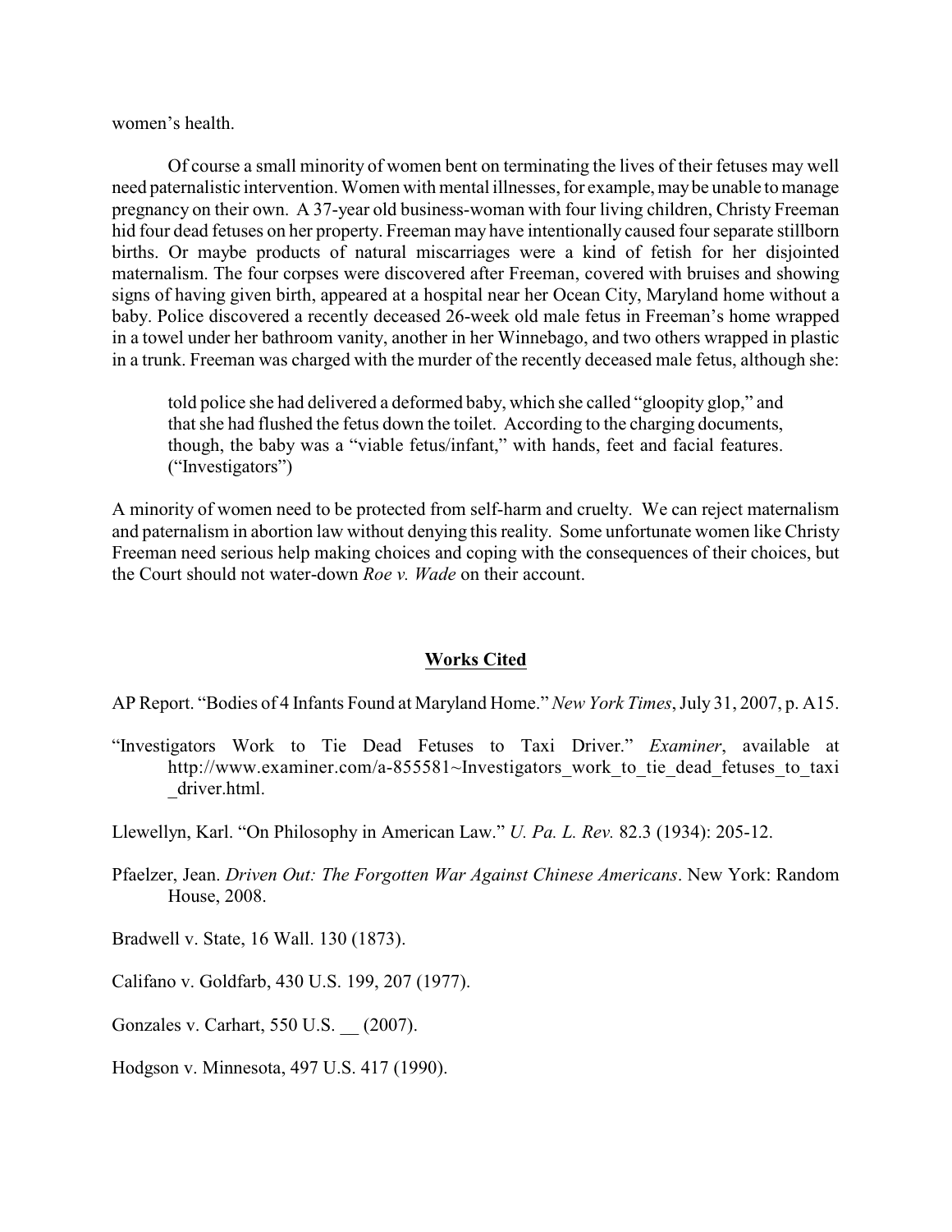women's health.

Of course a small minority of women bent on terminating the lives of their fetuses may well need paternalistic intervention. Women with mental illnesses, for example, may be unable to manage pregnancy on their own. A 37-year old business-woman with four living children, Christy Freeman hid four dead fetuses on her property. Freeman may have intentionally caused four separate stillborn births. Or maybe products of natural miscarriages were a kind of fetish for her disjointed maternalism. The four corpses were discovered after Freeman, covered with bruises and showing signs of having given birth, appeared at a hospital near her Ocean City, Maryland home without a baby. Police discovered a recently deceased 26-week old male fetus in Freeman's home wrapped in a towel under her bathroom vanity, another in her Winnebago, and two others wrapped in plastic in a trunk. Freeman was charged with the murder of the recently deceased male fetus, although she:

> told police she had delivered a deformed baby, which she called "gloopity glop," and that she had flushed the fetus down the toilet. According to the charging documents, though, the baby was a "viable fetus/infant," with hands, feet and facial features. ("Investigators")

A minority of women need to be protected from self-harm and cruelty. We can reject maternalism and paternalism in abortion law without denying this reality. Some unfortunate women like Christy Freeman need serious help making choices and coping with the consequences of their choices, but the Court should not water-down *Roe v. Wade* on their account.

## Works Cited

AP Report. "Bodies of 4 Infants Found at Maryland Home." *New York Times*, July 31, 2007, p. A15.

"Investigators Work to Tie Dead Fetuses to Taxi Driver." *Examiner*, available at http://www.examiner.com/a-855581~Investigators_work_to_tie_dead_fetuses_to_taxi_driver.html.

Llewellyn, Karl. "On Philosophy in American Law." *U. Pa. L. Rev.* 82.3 (1934): 205-12.

Pfaelzer, Jean. *Driven Out: The Forgotten War Against Chinese Americans*. New York: Random House, 2008.

Bradwell v. State, 16 Wall. 130 (1873).

Califano v. Goldfarb, 430 U.S. 199, 207 (1977).

Gonzales v. Carhart, 550 U.S. __ (2007).

Hodgson v. Minnesota, 497 U.S. 417 (1990).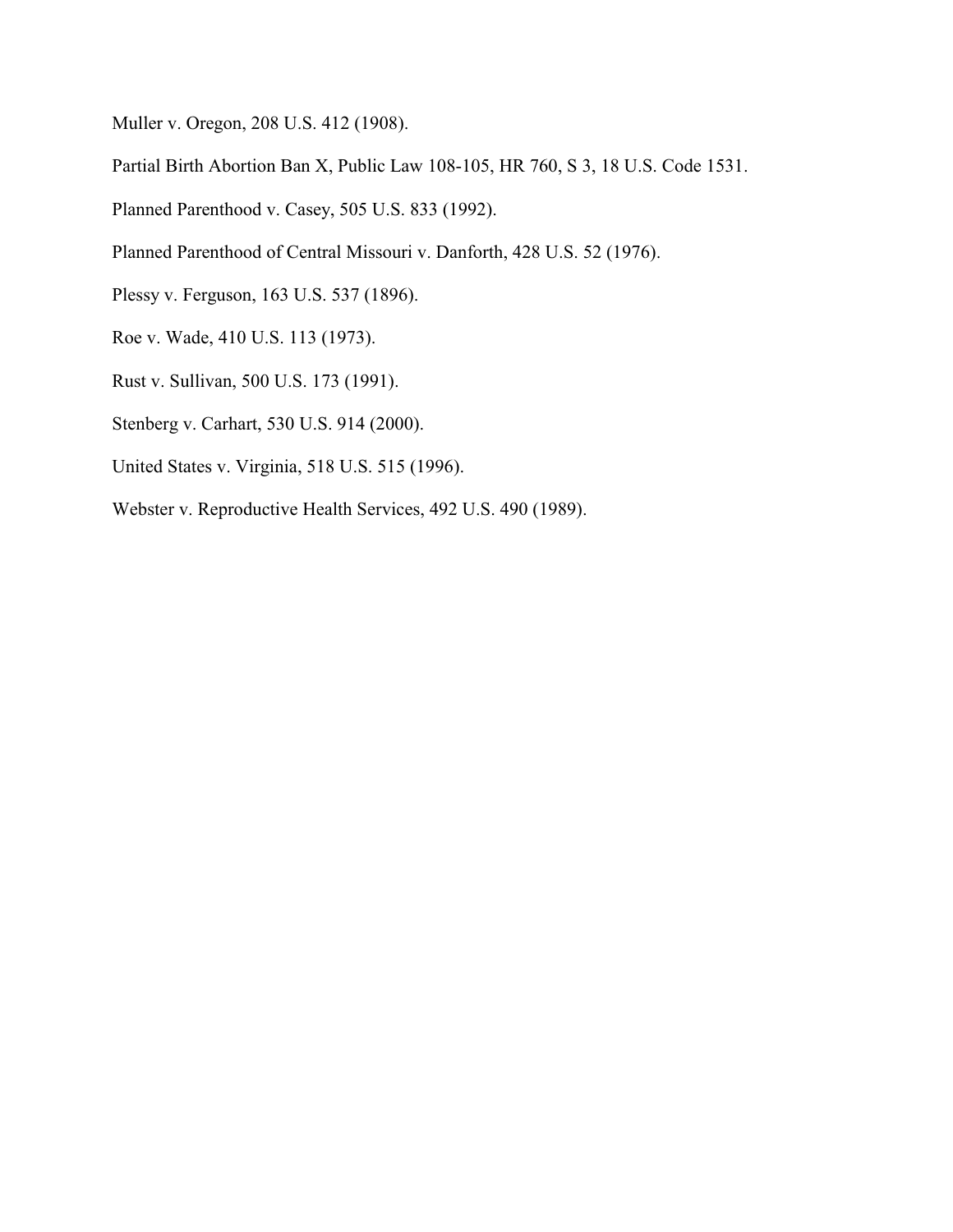Muller v. Oregon, 208 U.S. 412 (1908).

Partial Birth Abortion Ban X, Public Law 108-105, HR 760, S 3, 18 U.S. Code 1531.

Planned Parenthood v. Casey, 505 U.S. 833 (1992).

Planned Parenthood of Central Missouri v. Danforth, 428 U.S. 52 (1976).

Plessy v. Ferguson, 163 U.S. 537 (1896).

Roe v. Wade, 410 U.S. 113 (1973).

Rust v. Sullivan, 500 U.S. 173 (1991).

Stenberg v. Carhart, 530 U.S. 914 (2000).

United States v. Virginia, 518 U.S. 515 (1996).

Webster v. Reproductive Health Services, 492 U.S. 490 (1989).